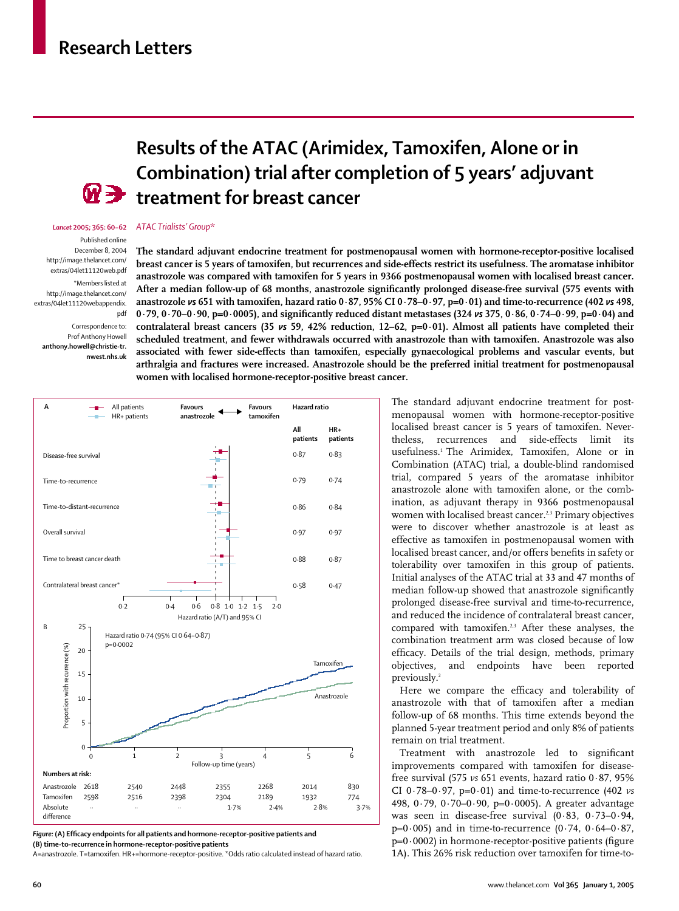# Research Letters

## Results of the ATAC (Arimidex, Tamoxifen, Alone or in Combination) trial after completion of 5 years' adjuvant treatment for breast cancer

*Lancet* 2005; 365: 60–62

Published online December 8, 2004 http://image.thelancet.com/extras/04let11120web.pdf

*Members listed at http://image.thelancet.com/extras/04let11120webappendix.pdf

Correspondence to: Prof Anthony Howell **anthony.howell@christie-tr.nwest.nhs.uk**

*ATAC Trialists' Group**

**The standard adjuvant endocrine treatment for postmenopausal women with hormone-receptor-positive localised breast cancer is 5 years of tamoxifen, but recurrences and side-effects restrict its usefulness. The aromatase inhibitor anastrozole was compared with tamoxifen for 5 years in 9366 postmenopausal women with localised breast cancer. After a median follow-up of 68 months, anastrozole significantly prolonged disease-free survival (575 events with anastrozole *vs* 651 with tamoxifen, hazard ratio 0·87, 95% CI 0·78–0·97, p=0·01) and time-to-recurrence (402 *vs* 498, 0·79, 0·70–0·90, p=0·0005), and significantly reduced distant metastases (324 *vs* 375, 0·86, 0·74–0·99, p=0·04) and contralateral breast cancers (35 *vs* 59, 42% reduction, 12–62, p=0·01). Almost all patients have completed their scheduled treatment, and fewer withdrawals occurred with anastrozole than with tamoxifen. Anastrozole was also associated with fewer side-effects than tamoxifen, especially gynaecological problems and vascular events, but arthralgia and fractures were increased. Anastrozole should be the preferred initial treatment for postmenopausal women with localised hormone-receptor-positive breast cancer.**

| A | Hazard ratio: All patients | Hazard ratio: HR+ patients |
|---|---|---|
| Disease-free survival | 0·87 | 0·83 |
| Time-to-recurrence | 0·79 | 0·74 |
| Time-to-distant-recurrence | 0·86 | 0·84 |
| Overall survival | 0·97 | 0·97 |
| Time to breast cancer death | 0·88 | 0·87 |
| Contralateral breast cancer* | 0·58 | 0·47 |

B: Hazard ratio 0·74 (95% CI 0·64–0·87) p=0·0002

| Numbers at risk: | 0 | 1 | 2 | 3 | 4 | 5 | 6 |
|---|---|---|---|---|---|---|---|
| Anastrozole | 2618 | 2540 | 2448 | 2355 | 2268 | 2014 | 830 |
| Tamoxifen | 2598 | 2516 | 2398 | 2304 | 2189 | 1932 | 774 |
| Absolute difference | .. | .. | .. | 1·7% | 2·4% | 2·8% | 3·7% |

*Figure:* **(A) Efficacy endpoints for all patients and hormone-receptor-positive patients and (B) time-to-recurrence in hormone-receptor-positive patients**
A=anastrozole. T=tamoxifen. HR+=hormone-receptor-positive. *Odds ratio calculated instead of hazard ratio.

The standard adjuvant endocrine treatment for postmenopausal women with hormone-receptor-positive localised breast cancer is 5 years of tamoxifen. Nevertheless, recurrences and side-effects limit its usefulness.[1] The Arimidex, Tamoxifen, Alone or in Combination (ATAC) trial, a double-blind randomised trial, compared 5 years of the aromatase inhibitor anastrozole alone with tamoxifen alone, or the combination, as adjuvant therapy in 9366 postmenopausal women with localised breast cancer.[2,3] Primary objectives were to discover whether anastrozole is at least as effective as tamoxifen in postmenopausal women with localised breast cancer, and/or offers benefits in safety or tolerability over tamoxifen in this group of patients. Initial analyses of the ATAC trial at 33 and 47 months of median follow-up showed that anastrozole significantly prolonged disease-free survival and time-to-recurrence, and reduced the incidence of contralateral breast cancer, compared with tamoxifen.[2,3] After these analyses, the combination treatment arm was closed because of low efficacy. Details of the trial design, methods, primary objectives, and endpoints have been reported previously.[2]

Here we compare the efficacy and tolerability of anastrozole with that of tamoxifen after a median follow-up of 68 months. This time extends beyond the planned 5-year treatment period and only 8% of patients remain on trial treatment.

Treatment with anastrozole led to significant improvements compared with tamoxifen for disease-free survival (575 *vs* 651 events, hazard ratio 0·87, 95% CI 0·78–0·97, p=0·01) and time-to-recurrence (402 *vs* 498, 0·79, 0·70–0·90, p=0·0005). A greater advantage was seen in disease-free survival (0·83, 0·73–0·94, p=0·005) and in time-to-recurrence (0·74, 0·64–0·87, p=0·0002) in hormone-receptor-positive patients (figure 1A). This 26% risk reduction over tamoxifen for time-to-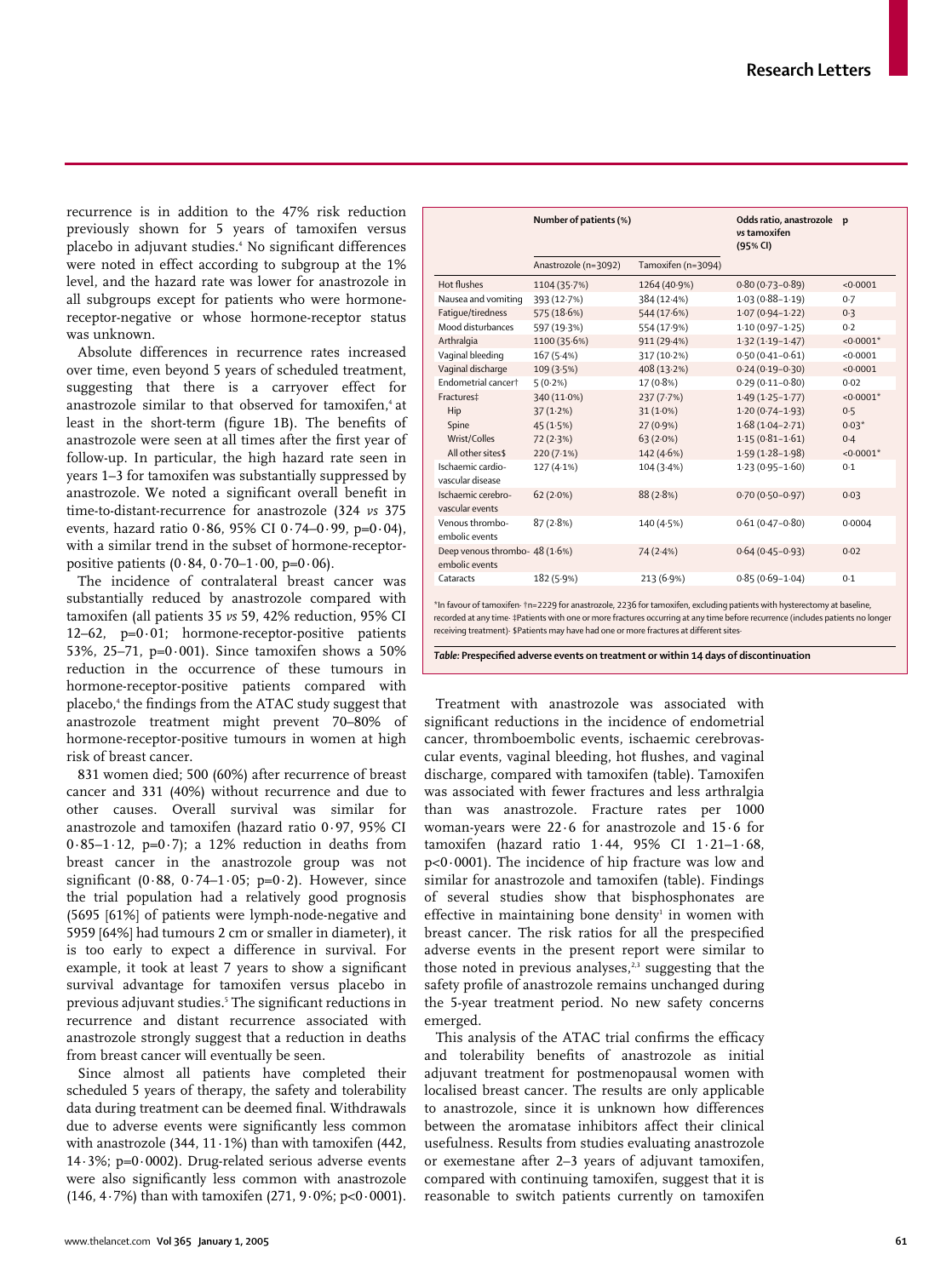recurrence is in addition to the 47% risk reduction previously shown for 5 years of tamoxifen versus placebo in adjuvant studies.[4] No significant differences were noted in effect according to subgroup at the 1% level, and the hazard rate was lower for anastrozole in all subgroups except for patients who were hormone-receptor-negative or whose hormone-receptor status was unknown.

Absolute differences in recurrence rates increased over time, even beyond 5 years of scheduled treatment, suggesting that there is a carryover effect for anastrozole similar to that observed for tamoxifen,[4] at least in the short-term (figure 1B). The benefits of anastrozole were seen at all times after the first year of follow-up. In particular, the high hazard rate seen in years 1–3 for tamoxifen was substantially suppressed by anastrozole. We noted a significant overall benefit in time-to-distant-recurrence for anastrozole (324 *vs* 375 events, hazard ratio 0·86, 95% CI 0·74–0·99, p=0·04), with a similar trend in the subset of hormone-receptor-positive patients (0·84, 0·70–1·00, p=0·06).

The incidence of contralateral breast cancer was substantially reduced by anastrozole compared with tamoxifen (all patients 35 *vs* 59, 42% reduction, 95% CI 12–62, p=0·01; hormone-receptor-positive patients 53%, 25–71, p=0·001). Since tamoxifen shows a 50% reduction in the occurrence of these tumours in hormone-receptor-positive patients compared with placebo,[4] the findings from the ATAC study suggest that anastrozole treatment might prevent 70–80% of hormone-receptor-positive tumours in women at high risk of breast cancer.

831 women died; 500 (60%) after recurrence of breast cancer and 331 (40%) without recurrence and due to other causes. Overall survival was similar for anastrozole and tamoxifen (hazard ratio 0·97, 95% CI 0·85–1·12, p=0·7); a 12% reduction in deaths from breast cancer in the anastrozole group was not significant (0·88, 0·74–1·05; p=0·2). However, since the trial population had a relatively good prognosis (5695 [61%] of patients were lymph-node-negative and 5959 [64%] had tumours 2 cm or smaller in diameter), it is too early to expect a difference in survival. For example, it took at least 7 years to show a significant survival advantage for tamoxifen versus placebo in previous adjuvant studies.[5] The significant reductions in recurrence and distant recurrence associated with anastrozole strongly suggest that a reduction in deaths from breast cancer will eventually be seen.

Since almost all patients have completed their scheduled 5 years of therapy, the safety and tolerability data during treatment can be deemed final. Withdrawals due to adverse events were significantly less common with anastrozole (344, 11·1%) than with tamoxifen (442, 14·3%; p=0·0002). Drug-related serious adverse events were also significantly less common with anastrozole (146, 4·7%) than with tamoxifen (271, 9·0%; p<0·0001).

| | Number of patients (%) | | Odds ratio, anastrozole *vs* tamoxifen (95% CI) | p |
|---|---|---|---|---|
| | Anastrozole (n=3092) | Tamoxifen (n=3094) | | |
| Hot flushes | 1104 (35·7%) | 1264 (40·9%) | 0·80 (0·73–0·89) | <0·0001 |
| Nausea and vomiting | 393 (12·7%) | 384 (12·4%) | 1·03 (0·88–1·19) | 0·7 |
| Fatigue/tiredness | 575 (18·6%) | 544 (17·6%) | 1·07 (0·94–1·22) | 0·3 |
| Mood disturbances | 597 (19·3%) | 554 (17·9%) | 1·10 (0·97–1·25) | 0·2 |
| Arthralgia | 1100 (35·6%) | 911 (29·4%) | 1·32 (1·19–1·47) | <0·0001* |
| Vaginal bleeding | 167 (5·4%) | 317 (10·2%) | 0·50 (0·41–0·61) | <0·0001 |
| Vaginal discharge | 109 (3·5%) | 408 (13·2%) | 0·24 (0·19–0·30) | <0·0001 |
| Endometrial cancer† | 5 (0·2%) | 17 (0·8%) | 0·29 (0·11–0·80) | 0·02 |
| Fractures‡ | 340 (11·0%) | 237 (7·7%) | 1·49 (1·25–1·77) | <0·0001* |
| Hip | 37 (1·2%) | 31 (1·0%) | 1·20 (0·74–1·93) | 0·5 |
| Spine | 45 (1·5%) | 27 (0·9%) | 1·68 (1·04–2·71) | 0·03* |
| Wrist/Colles | 72 (2·3%) | 63 (2·0%) | 1·15 (0·81–1·61) | 0·4 |
| All other sites§ | 220 (7·1%) | 142 (4·6%) | 1·59 (1·28–1·98) | <0·0001* |
| Ischaemic cardio-vascular disease | 127 (4·1%) | 104 (3·4%) | 1·23 (0·95–1·60) | 0·1 |
| Ischaemic cerebro-vascular events | 62 (2·0%) | 88 (2·8%) | 0·70 (0·50–0·97) | 0·03 |
| Venous thrombo-embolic events | 87 (2·8%) | 140 (4·5%) | 0·61 (0·47–0·80) | 0·0004 |
| Deep venous thrombo-embolic events | 48 (1·6%) | 74 (2·4%) | 0·64 (0·45–0·93) | 0·02 |
| Cataracts | 182 (5·9%) | 213 (6·9%) | 0·85 (0·69–1·04) | 0·1 |

*In favour of tamoxifen. †n=2229 for anastrozole, 2236 for tamoxifen, excluding patients with hysterectomy at baseline, recorded at any time. ‡Patients with one or more fractures occurring at any time before recurrence (includes patients no longer receiving treatment). §Patients may have had one or more fractures at different sites.

***Table:* Prespecified adverse events on treatment or within 14 days of discontinuation**

Treatment with anastrozole was associated with significant reductions in the incidence of endometrial cancer, thromboembolic events, ischaemic cerebrovascular events, vaginal bleeding, hot flushes, and vaginal discharge, compared with tamoxifen (table). Tamoxifen was associated with fewer fractures and less arthralgia than was anastrozole. Fracture rates per 1000 woman-years were 22·6 for anastrozole and 15·6 for tamoxifen (hazard ratio 1·44, 95% CI 1·21–1·68, p<0·0001). The incidence of hip fracture was low and similar for anastrozole and tamoxifen (table). Findings of several studies show that bisphosphonates are effective in maintaining bone density[1] in women with breast cancer. The risk ratios for all the prespecified adverse events in the present report were similar to those noted in previous analyses,[2,3] suggesting that the safety profile of anastrozole remains unchanged during the 5-year treatment period. No new safety concerns emerged.

This analysis of the ATAC trial confirms the efficacy and tolerability benefits of anastrozole as initial adjuvant treatment for postmenopausal women with localised breast cancer. The results are only applicable to anastrozole, since it is unknown how differences between the aromatase inhibitors affect their clinical usefulness. Results from studies evaluating anastrozole or exemestane after 2–3 years of adjuvant tamoxifen, compared with continuing tamoxifen, suggest that it is reasonable to switch patients currently on tamoxifen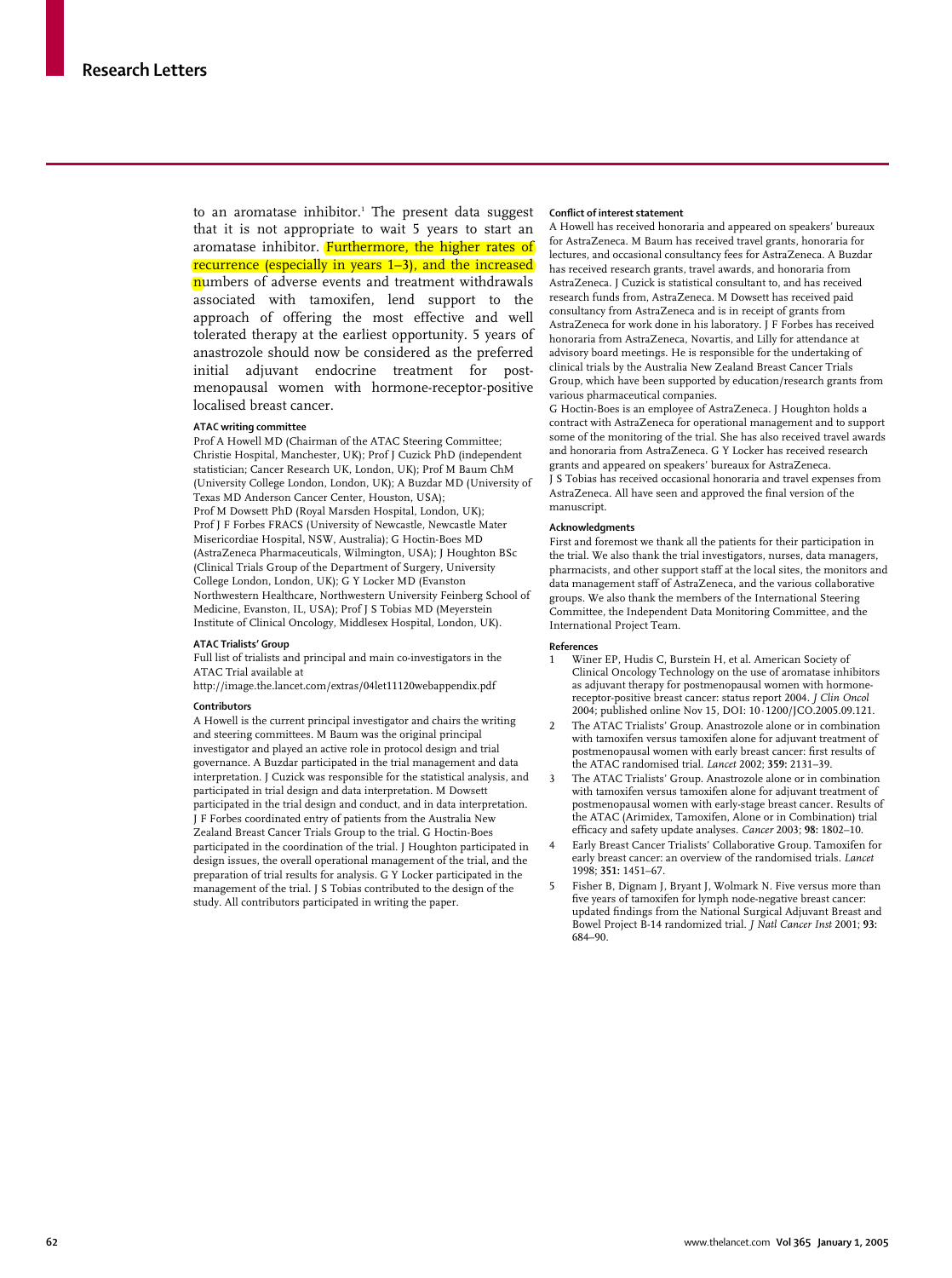to an aromatase inhibitor.[1] The present data suggest that it is not appropriate to wait 5 years to start an aromatase inhibitor. Furthermore, the higher rates of recurrence (especially in years 1–3), and the increased numbers of adverse events and treatment withdrawals associated with tamoxifen, lend support to the approach of offering the most effective and well tolerated therapy at the earliest opportunity. 5 years of anastrozole should now be considered as the preferred initial adjuvant endocrine treatment for postmenopausal women with hormone-receptor-positive localised breast cancer.

#### ATAC writing committee

Prof A Howell MD (Chairman of the ATAC Steering Committee; Christie Hospital, Manchester, UK); Prof J Cuzick PhD (independent statistician; Cancer Research UK, London, UK); Prof M Baum ChM (University College London, London, UK); A Buzdar MD (University of Texas MD Anderson Cancer Center, Houston, USA); Prof M Dowsett PhD (Royal Marsden Hospital, London, UK); Prof J F Forbes FRACS (University of Newcastle, Newcastle Mater Misericordiae Hospital, NSW, Australia); G Hoctin-Boes MD (AstraZeneca Pharmaceuticals, Wilmington, USA); J Houghton BSc (Clinical Trials Group of the Department of Surgery, University College London, London, UK); G Y Locker MD (Evanston Northwestern Healthcare, Northwestern University Feinberg School of Medicine, Evanston, IL, USA); Prof J S Tobias MD (Meyerstein Institute of Clinical Oncology, Middlesex Hospital, London, UK).

#### ATAC Trialists' Group

Full list of trialists and principal and main co-investigators in the ATAC Trial available at
http://image.thelancet.com/extras/04let11120webappendix.pdf

#### Contributors

A Howell is the current principal investigator and chairs the writing and steering committees. M Baum was the original principal investigator and played an active role in protocol design and trial governance. A Buzdar participated in the trial management and data interpretation. J Cuzick was responsible for the statistical analysis, and participated in trial design and data interpretation. M Dowsett participated in the trial design and conduct, and in data interpretation. J F Forbes coordinated entry of patients from the Australia New Zealand Breast Cancer Trials Group to the trial. G Hoctin-Boes participated in the coordination of the trial. J Houghton participated in design issues, the overall operational management of the trial, and the preparation of trial results for analysis. G Y Locker participated in the management of the trial. J S Tobias contributed to the design of the study. All contributors participated in writing the paper.

#### Conflict of interest statement

A Howell has received honoraria and appeared on speakers' bureaux for AstraZeneca. M Baum has received travel grants, honoraria for lectures, and occasional consultancy fees for AstraZeneca. A Buzdar has received research grants, travel awards, and honoraria from AstraZeneca. J Cuzick is statistical consultant to, and has received research funds from, AstraZeneca. M Dowsett has received paid consultancy from AstraZeneca and is in receipt of grants from AstraZeneca for work done in his laboratory. J F Forbes has received honoraria from AstraZeneca, Novartis, and Lilly for attendance at advisory board meetings. He is responsible for the undertaking of clinical trials by the Australia New Zealand Breast Cancer Trials Group, which have been supported by education/research grants from various pharmaceutical companies.
G Hoctin-Boes is an employee of AstraZeneca. J Houghton holds a contract with AstraZeneca for operational management and to support some of the monitoring of the trial. She has also received travel awards and honoraria from AstraZeneca. G Y Locker has received research grants and appeared on speakers' bureaux for AstraZeneca.
J S Tobias has received occasional honoraria and travel expenses from AstraZeneca. All have seen and approved the final version of the manuscript.

#### Acknowledgments

First and foremost we thank all the patients for their participation in the trial. We also thank the trial investigators, nurses, data managers, pharmacists, and other support staff at the local sites, the monitors and data management staff of AstraZeneca, and the various collaborative groups. We also thank the members of the International Steering Committee, the Independent Data Monitoring Committee, and the International Project Team.

#### References

1. Winer EP, Hudis C, Burstein H, et al. American Society of Clinical Oncology Technology on the use of aromatase inhibitors as adjuvant therapy for postmenopausal women with hormone-receptor-positive breast cancer: status report 2004. *J Clin Oncol* 2004; published online Nov 15, DOI: 10·1200/JCO.2005.09.121.
2. The ATAC Trialists' Group. Anastrozole alone or in combination with tamoxifen versus tamoxifen alone for adjuvant treatment of postmenopausal women with early breast cancer: first results of the ATAC randomised trial. *Lancet* 2002; **359:** 2131–39.
3. The ATAC Trialists' Group. Anastrozole alone or in combination with tamoxifen versus tamoxifen alone for adjuvant treatment of postmenopausal women with early-stage breast cancer. Results of the ATAC (Arimidex, Tamoxifen, Alone or in Combination) trial efficacy and safety update analyses. *Cancer* 2003; **98:** 1802–10.
4. Early Breast Cancer Trialists' Collaborative Group. Tamoxifen for early breast cancer: an overview of the randomised trials. *Lancet* 1998; **351:** 1451–67.
5. Fisher B, Dignam J, Bryant J, Wolmark N. Five versus more than five years of tamoxifen for lymph node-negative breast cancer: updated findings from the National Surgical Adjuvant Breast and Bowel Project B-14 randomized trial. *J Natl Cancer Inst* 2001; **93:** 684–90.